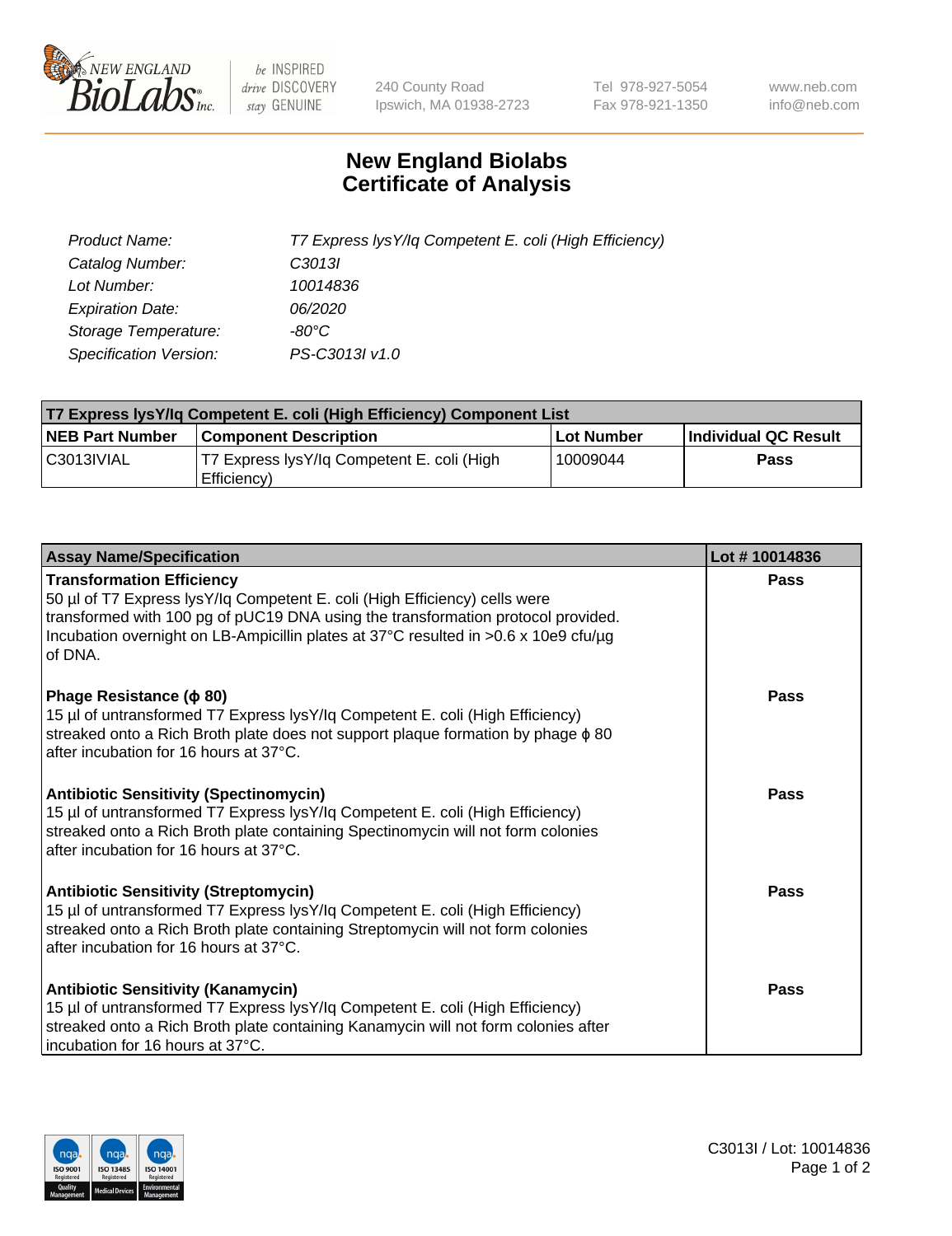# New England Biolabs
# Certificate of Analysis

| | |
|---|---|
| *Product Name:* | *T7 Express lysY/Iq Competent E. coli (High Efficiency)* |
| *Catalog Number:* | *C3013I* |
| *Lot Number:* | *10014836* |
| *Expiration Date:* | *06/2020* |
| *Storage Temperature:* | *-80°C* |
| *Specification Version:* | *PS-C3013I v1.0* |

| T7 Express lysY/Iq Competent E. coli (High Efficiency) Component List | | | |
|---|---|---|---|
| **NEB Part Number** | **Component Description** | **Lot Number** | **Individual QC Result** |
| C3013IVIAL | T7 Express lysY/Iq Competent E. coli (High Efficiency) | 10009044 | **Pass** |

| Assay Name/Specification | Lot # 10014836 |
|---|---|
| **Transformation Efficiency**<br>50 µl of T7 Express lysY/Iq Competent E. coli (High Efficiency) cells were transformed with 100 pg of pUC19 DNA using the transformation protocol provided. Incubation overnight on LB-Ampicillin plates at 37°C resulted in >0.6 x 10e9 cfu/µg of DNA. | **Pass** |
| **Phage Resistance (ϕ 80)**<br>15 µl of untransformed T7 Express lysY/Iq Competent E. coli (High Efficiency) streaked onto a Rich Broth plate does not support plaque formation by phage ϕ 80 after incubation for 16 hours at 37°C. | **Pass** |
| **Antibiotic Sensitivity (Spectinomycin)**<br>15 µl of untransformed T7 Express lysY/Iq Competent E. coli (High Efficiency) streaked onto a Rich Broth plate containing Spectinomycin will not form colonies after incubation for 16 hours at 37°C. | **Pass** |
| **Antibiotic Sensitivity (Streptomycin)**<br>15 µl of untransformed T7 Express lysY/Iq Competent E. coli (High Efficiency) streaked onto a Rich Broth plate containing Streptomycin will not form colonies after incubation for 16 hours at 37°C. | **Pass** |
| **Antibiotic Sensitivity (Kanamycin)**<br>15 µl of untransformed T7 Express lysY/Iq Competent E. coli (High Efficiency) streaked onto a Rich Broth plate containing Kanamycin will not form colonies after incubation for 16 hours at 37°C. | **Pass** |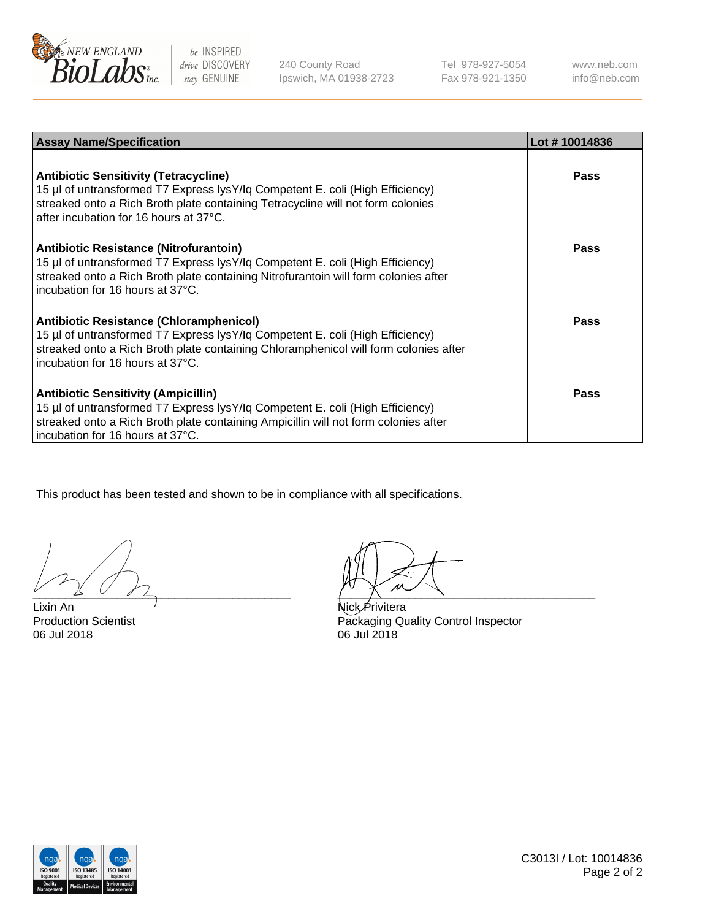| Assay Name/Specification | Lot # 10014836 |
| --- | --- |
| **Antibiotic Sensitivity (Tetracycline)**<br>15 µl of untransformed T7 Express lysY/Iq Competent E. coli (High Efficiency) streaked onto a Rich Broth plate containing Tetracycline will not form colonies after incubation for 16 hours at 37°C. | **Pass** |
| **Antibiotic Resistance (Nitrofurantoin)**<br>15 µl of untransformed T7 Express lysY/Iq Competent E. coli (High Efficiency) streaked onto a Rich Broth plate containing Nitrofurantoin will form colonies after incubation for 16 hours at 37°C. | **Pass** |
| **Antibiotic Resistance (Chloramphenicol)**<br>15 µl of untransformed T7 Express lysY/Iq Competent E. coli (High Efficiency) streaked onto a Rich Broth plate containing Chloramphenicol will form colonies after incubation for 16 hours at 37°C. | **Pass** |
| **Antibiotic Sensitivity (Ampicillin)**<br>15 µl of untransformed T7 Express lysY/Iq Competent E. coli (High Efficiency) streaked onto a Rich Broth plate containing Ampicillin will not form colonies after incubation for 16 hours at 37°C. | **Pass** |

This product has been tested and shown to be in compliance with all specifications.

Lixin An
Production Scientist
06 Jul 2018

Nick Privitera
Packaging Quality Control Inspector
06 Jul 2018

C3013I / Lot: 10014836